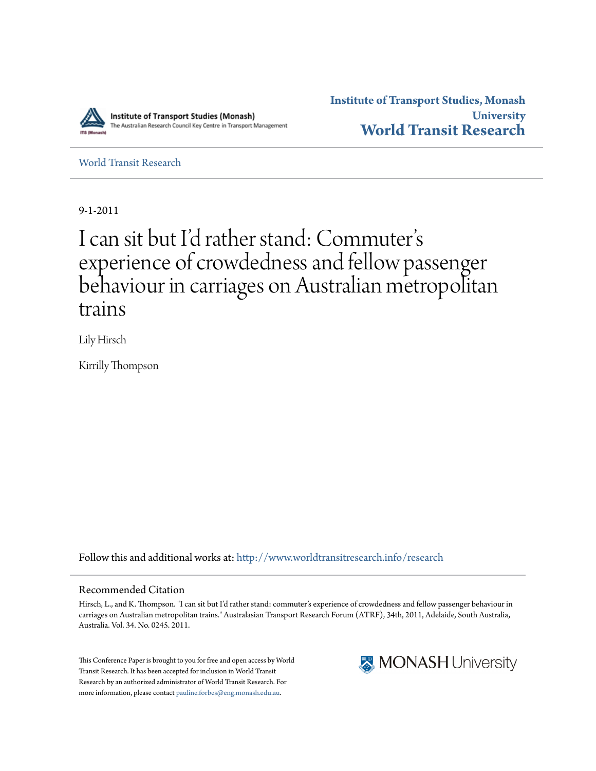Institute of Transport Studies (Monash)
The Australian Research Council Key Centre in Transport Management

**Institute of Transport Studies, Monash University**
**World Transit Research**

World Transit Research

9-1-2011

# I can sit but I'd rather stand: Commuter's experience of crowdedness and fellow passenger behaviour in carriages on Australian metropolitan trains

Lily Hirsch

Kirrilly Thompson

Follow this and additional works at: http://www.worldtransitresearch.info/research

## Recommended Citation

Hirsch, L., and K. Thompson. "I can sit but I'd rather stand: commuter's experience of crowdedness and fellow passenger behaviour in carriages on Australian metropolitan trains." Australasian Transport Research Forum (ATRF), 34th, 2011, Adelaide, South Australia, Australia. Vol. 34. No. 0245. 2011.

This Conference Paper is brought to you for free and open access by World Transit Research. It has been accepted for inclusion in World Transit Research by an authorized administrator of World Transit Research. For more information, please contact pauline.forbes@eng.monash.edu.au.

MONASH University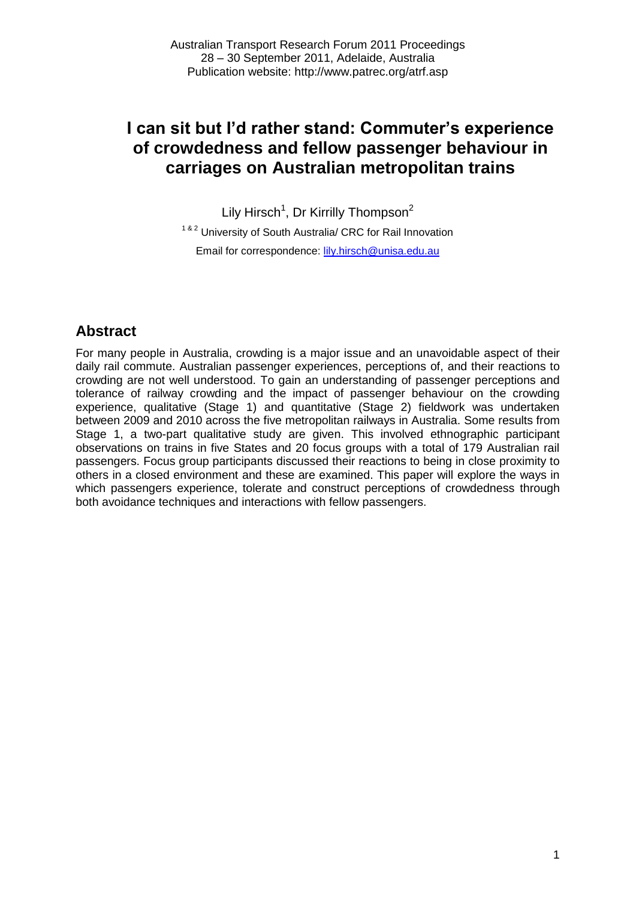# I can sit but I'd rather stand: Commuter's experience of crowdedness and fellow passenger behaviour in carriages on Australian metropolitan trains

Lily Hirsch[1], Dr Kirrilly Thompson[2]

[1 & 2] University of South Australia/ CRC for Rail Innovation

Email for correspondence: lily.hirsch@unisa.edu.au

## Abstract

For many people in Australia, crowding is a major issue and an unavoidable aspect of their daily rail commute. Australian passenger experiences, perceptions of, and their reactions to crowding are not well understood. To gain an understanding of passenger perceptions and tolerance of railway crowding and the impact of passenger behaviour on the crowding experience, qualitative (Stage 1) and quantitative (Stage 2) fieldwork was undertaken between 2009 and 2010 across the five metropolitan railways in Australia. Some results from Stage 1, a two-part qualitative study are given. This involved ethnographic participant observations on trains in five States and 20 focus groups with a total of 179 Australian rail passengers. Focus group participants discussed their reactions to being in close proximity to others in a closed environment and these are examined. This paper will explore the ways in which passengers experience, tolerate and construct perceptions of crowdedness through both avoidance techniques and interactions with fellow passengers.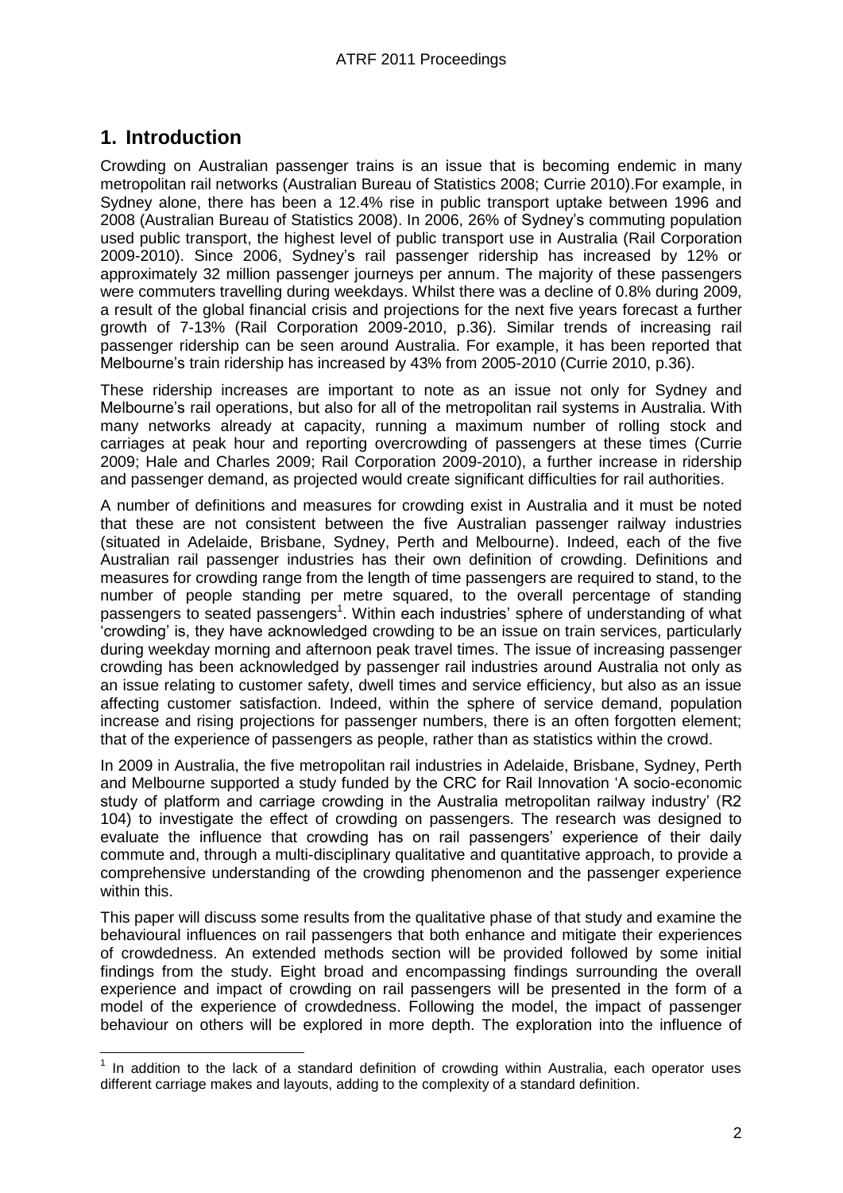## 1. Introduction

Crowding on Australian passenger trains is an issue that is becoming endemic in many metropolitan rail networks (Australian Bureau of Statistics 2008; Currie 2010).For example, in Sydney alone, there has been a 12.4% rise in public transport uptake between 1996 and 2008 (Australian Bureau of Statistics 2008). In 2006, 26% of Sydney's commuting population used public transport, the highest level of public transport use in Australia (Rail Corporation 2009-2010). Since 2006, Sydney's rail passenger ridership has increased by 12% or approximately 32 million passenger journeys per annum. The majority of these passengers were commuters travelling during weekdays. Whilst there was a decline of 0.8% during 2009, a result of the global financial crisis and projections for the next five years forecast a further growth of 7-13% (Rail Corporation 2009-2010, p.36). Similar trends of increasing rail passenger ridership can be seen around Australia. For example, it has been reported that Melbourne's train ridership has increased by 43% from 2005-2010 (Currie 2010, p.36).

These ridership increases are important to note as an issue not only for Sydney and Melbourne's rail operations, but also for all of the metropolitan rail systems in Australia. With many networks already at capacity, running a maximum number of rolling stock and carriages at peak hour and reporting overcrowding of passengers at these times (Currie 2009; Hale and Charles 2009; Rail Corporation 2009-2010), a further increase in ridership and passenger demand, as projected would create significant difficulties for rail authorities.

A number of definitions and measures for crowding exist in Australia and it must be noted that these are not consistent between the five Australian passenger railway industries (situated in Adelaide, Brisbane, Sydney, Perth and Melbourne). Indeed, each of the five Australian rail passenger industries has their own definition of crowding. Definitions and measures for crowding range from the length of time passengers are required to stand, to the number of people standing per metre squared, to the overall percentage of standing passengers to seated passengers[1]. Within each industries' sphere of understanding of what 'crowding' is, they have acknowledged crowding to be an issue on train services, particularly during weekday morning and afternoon peak travel times. The issue of increasing passenger crowding has been acknowledged by passenger rail industries around Australia not only as an issue relating to customer safety, dwell times and service efficiency, but also as an issue affecting customer satisfaction. Indeed, within the sphere of service demand, population increase and rising projections for passenger numbers, there is an often forgotten element; that of the experience of passengers as people, rather than as statistics within the crowd.

In 2009 in Australia, the five metropolitan rail industries in Adelaide, Brisbane, Sydney, Perth and Melbourne supported a study funded by the CRC for Rail Innovation 'A socio-economic study of platform and carriage crowding in the Australia metropolitan railway industry' (R2 104) to investigate the effect of crowding on passengers. The research was designed to evaluate the influence that crowding has on rail passengers' experience of their daily commute and, through a multi-disciplinary qualitative and quantitative approach, to provide a comprehensive understanding of the crowding phenomenon and the passenger experience within this.

This paper will discuss some results from the qualitative phase of that study and examine the behavioural influences on rail passengers that both enhance and mitigate their experiences of crowdedness. An extended methods section will be provided followed by some initial findings from the study. Eight broad and encompassing findings surrounding the overall experience and impact of crowding on rail passengers will be presented in the form of a model of the experience of crowdedness. Following the model, the impact of passenger behaviour on others will be explored in more depth. The exploration into the influence of

[1] In addition to the lack of a standard definition of crowding within Australia, each operator uses different carriage makes and layouts, adding to the complexity of a standard definition.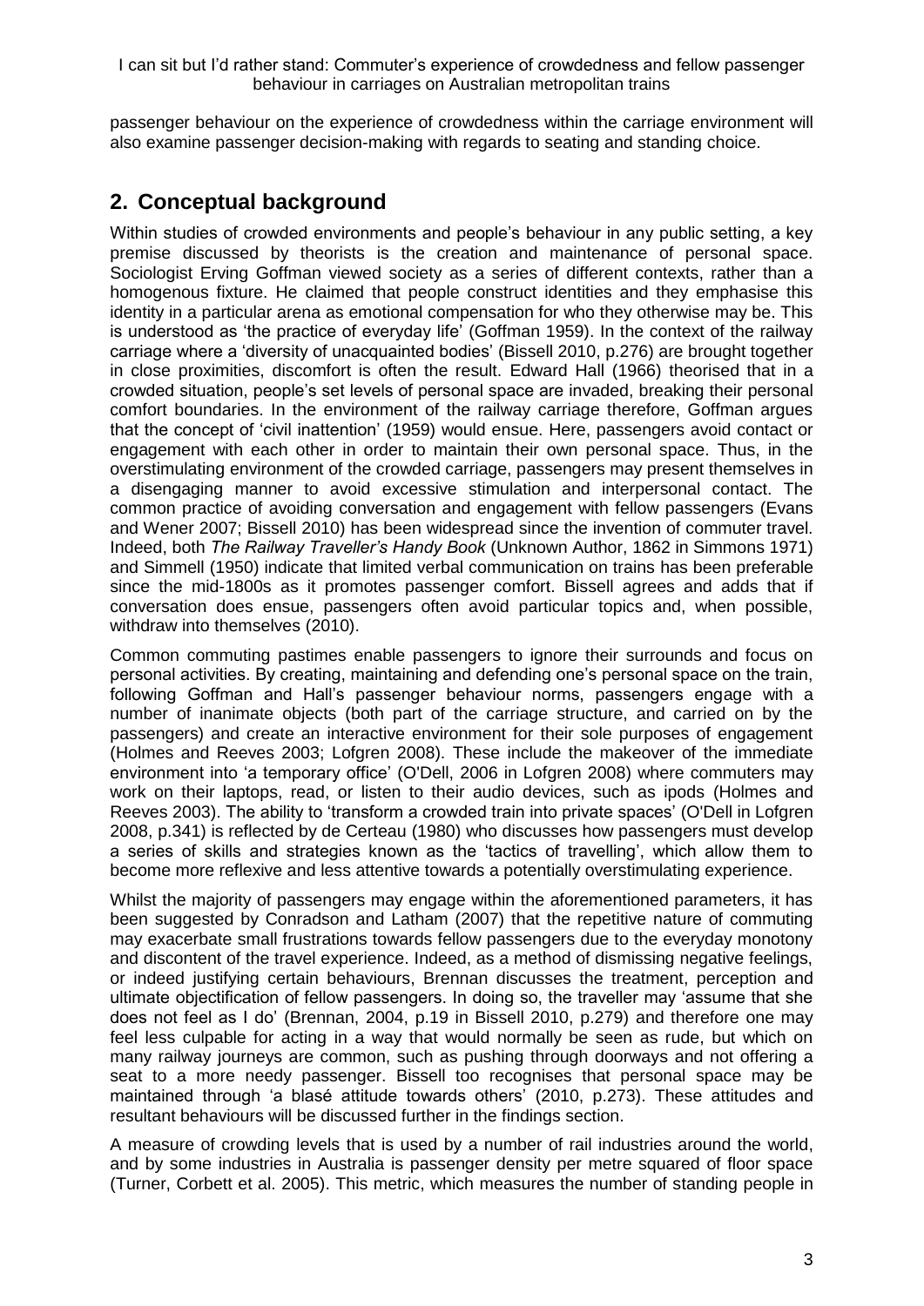passenger behaviour on the experience of crowdedness within the carriage environment will also examine passenger decision-making with regards to seating and standing choice.

## 2. Conceptual background

Within studies of crowded environments and people's behaviour in any public setting, a key premise discussed by theorists is the creation and maintenance of personal space. Sociologist Erving Goffman viewed society as a series of different contexts, rather than a homogenous fixture. He claimed that people construct identities and they emphasise this identity in a particular arena as emotional compensation for who they otherwise may be. This is understood as 'the practice of everyday life' (Goffman 1959). In the context of the railway carriage where a 'diversity of unacquainted bodies' (Bissell 2010, p.276) are brought together in close proximities, discomfort is often the result. Edward Hall (1966) theorised that in a crowded situation, people's set levels of personal space are invaded, breaking their personal comfort boundaries. In the environment of the railway carriage therefore, Goffman argues that the concept of 'civil inattention' (1959) would ensue. Here, passengers avoid contact or engagement with each other in order to maintain their own personal space. Thus, in the overstimulating environment of the crowded carriage, passengers may present themselves in a disengaging manner to avoid excessive stimulation and interpersonal contact. The common practice of avoiding conversation and engagement with fellow passengers (Evans and Wener 2007; Bissell 2010) has been widespread since the invention of commuter travel. Indeed, both *The Railway Traveller's Handy Book* (Unknown Author, 1862 in Simmons 1971) and Simmell (1950) indicate that limited verbal communication on trains has been preferable since the mid-1800s as it promotes passenger comfort. Bissell agrees and adds that if conversation does ensue, passengers often avoid particular topics and, when possible, withdraw into themselves (2010).

Common commuting pastimes enable passengers to ignore their surrounds and focus on personal activities. By creating, maintaining and defending one's personal space on the train, following Goffman and Hall's passenger behaviour norms, passengers engage with a number of inanimate objects (both part of the carriage structure, and carried on by the passengers) and create an interactive environment for their sole purposes of engagement (Holmes and Reeves 2003; Lofgren 2008). These include the makeover of the immediate environment into 'a temporary office' (O'Dell, 2006 in Lofgren 2008) where commuters may work on their laptops, read, or listen to their audio devices, such as ipods (Holmes and Reeves 2003). The ability to 'transform a crowded train into private spaces' (O'Dell in Lofgren 2008, p.341) is reflected by de Certeau (1980) who discusses how passengers must develop a series of skills and strategies known as the 'tactics of travelling', which allow them to become more reflexive and less attentive towards a potentially overstimulating experience.

Whilst the majority of passengers may engage within the aforementioned parameters, it has been suggested by Conradson and Latham (2007) that the repetitive nature of commuting may exacerbate small frustrations towards fellow passengers due to the everyday monotony and discontent of the travel experience. Indeed, as a method of dismissing negative feelings, or indeed justifying certain behaviours, Brennan discusses the treatment, perception and ultimate objectification of fellow passengers. In doing so, the traveller may 'assume that she does not feel as I do' (Brennan, 2004, p.19 in Bissell 2010, p.279) and therefore one may feel less culpable for acting in a way that would normally be seen as rude, but which on many railway journeys are common, such as pushing through doorways and not offering a seat to a more needy passenger. Bissell too recognises that personal space may be maintained through 'a blasé attitude towards others' (2010, p.273). These attitudes and resultant behaviours will be discussed further in the findings section.

A measure of crowding levels that is used by a number of rail industries around the world, and by some industries in Australia is passenger density per metre squared of floor space (Turner, Corbett et al. 2005). This metric, which measures the number of standing people in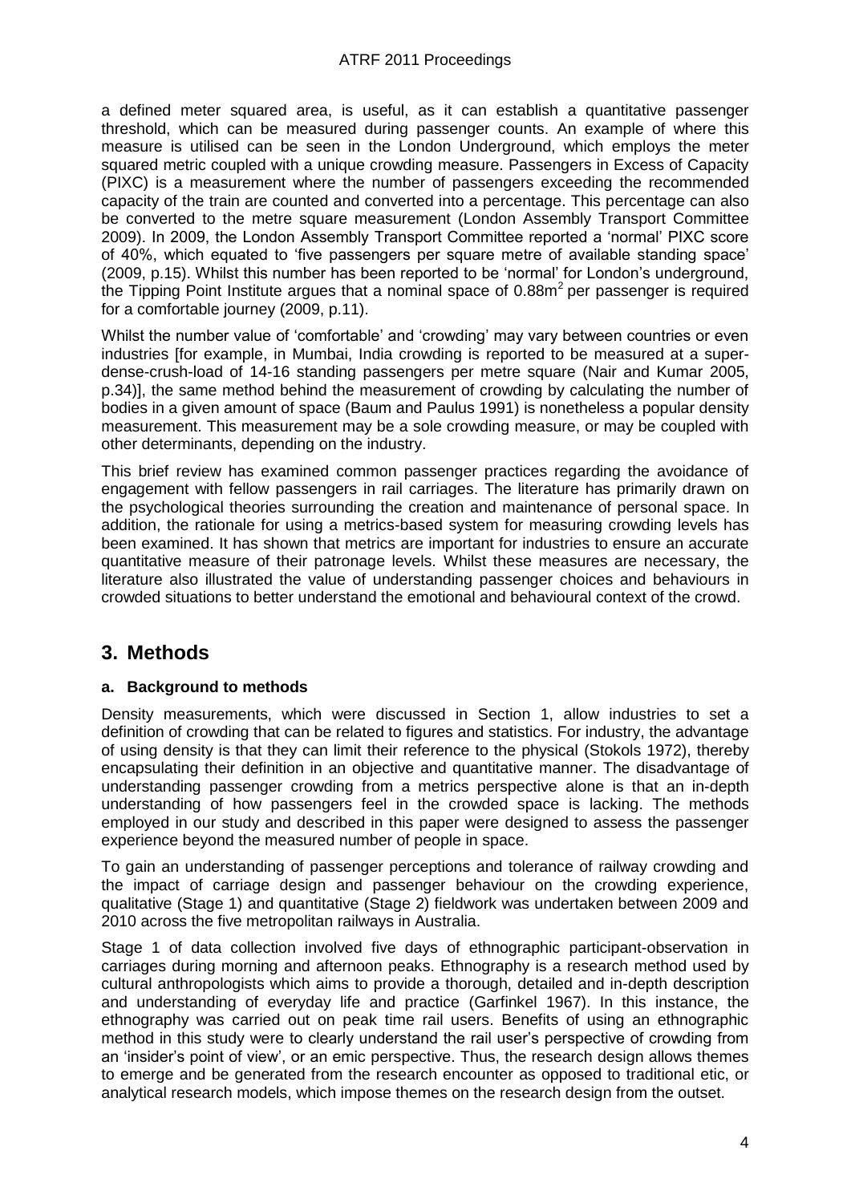a defined meter squared area, is useful, as it can establish a quantitative passenger threshold, which can be measured during passenger counts. An example of where this measure is utilised can be seen in the London Underground, which employs the meter squared metric coupled with a unique crowding measure. Passengers in Excess of Capacity (PIXC) is a measurement where the number of passengers exceeding the recommended capacity of the train are counted and converted into a percentage. This percentage can also be converted to the metre square measurement (London Assembly Transport Committee 2009). In 2009, the London Assembly Transport Committee reported a 'normal' PIXC score of 40%, which equated to 'five passengers per square metre of available standing space' (2009, p.15). Whilst this number has been reported to be 'normal' for London's underground, the Tipping Point Institute argues that a nominal space of 0.88m$^2$ per passenger is required for a comfortable journey (2009, p.11).

Whilst the number value of 'comfortable' and 'crowding' may vary between countries or even industries [for example, in Mumbai, India crowding is reported to be measured at a super-dense-crush-load of 14-16 standing passengers per metre square (Nair and Kumar 2005, p.34)], the same method behind the measurement of crowding by calculating the number of bodies in a given amount of space (Baum and Paulus 1991) is nonetheless a popular density measurement. This measurement may be a sole crowding measure, or may be coupled with other determinants, depending on the industry.

This brief review has examined common passenger practices regarding the avoidance of engagement with fellow passengers in rail carriages. The literature has primarily drawn on the psychological theories surrounding the creation and maintenance of personal space. In addition, the rationale for using a metrics-based system for measuring crowding levels has been examined. It has shown that metrics are important for industries to ensure an accurate quantitative measure of their patronage levels. Whilst these measures are necessary, the literature also illustrated the value of understanding passenger choices and behaviours in crowded situations to better understand the emotional and behavioural context of the crowd.

## 3. Methods

### a. Background to methods

Density measurements, which were discussed in Section 1, allow industries to set a definition of crowding that can be related to figures and statistics. For industry, the advantage of using density is that they can limit their reference to the physical (Stokols 1972), thereby encapsulating their definition in an objective and quantitative manner. The disadvantage of understanding passenger crowding from a metrics perspective alone is that an in-depth understanding of how passengers feel in the crowded space is lacking. The methods employed in our study and described in this paper were designed to assess the passenger experience beyond the measured number of people in space.

To gain an understanding of passenger perceptions and tolerance of railway crowding and the impact of carriage design and passenger behaviour on the crowding experience, qualitative (Stage 1) and quantitative (Stage 2) fieldwork was undertaken between 2009 and 2010 across the five metropolitan railways in Australia.

Stage 1 of data collection involved five days of ethnographic participant-observation in carriages during morning and afternoon peaks. Ethnography is a research method used by cultural anthropologists which aims to provide a thorough, detailed and in-depth description and understanding of everyday life and practice (Garfinkel 1967). In this instance, the ethnography was carried out on peak time rail users. Benefits of using an ethnographic method in this study were to clearly understand the rail user's perspective of crowding from an 'insider's point of view', or an emic perspective. Thus, the research design allows themes to emerge and be generated from the research encounter as opposed to traditional etic, or analytical research models, which impose themes on the research design from the outset.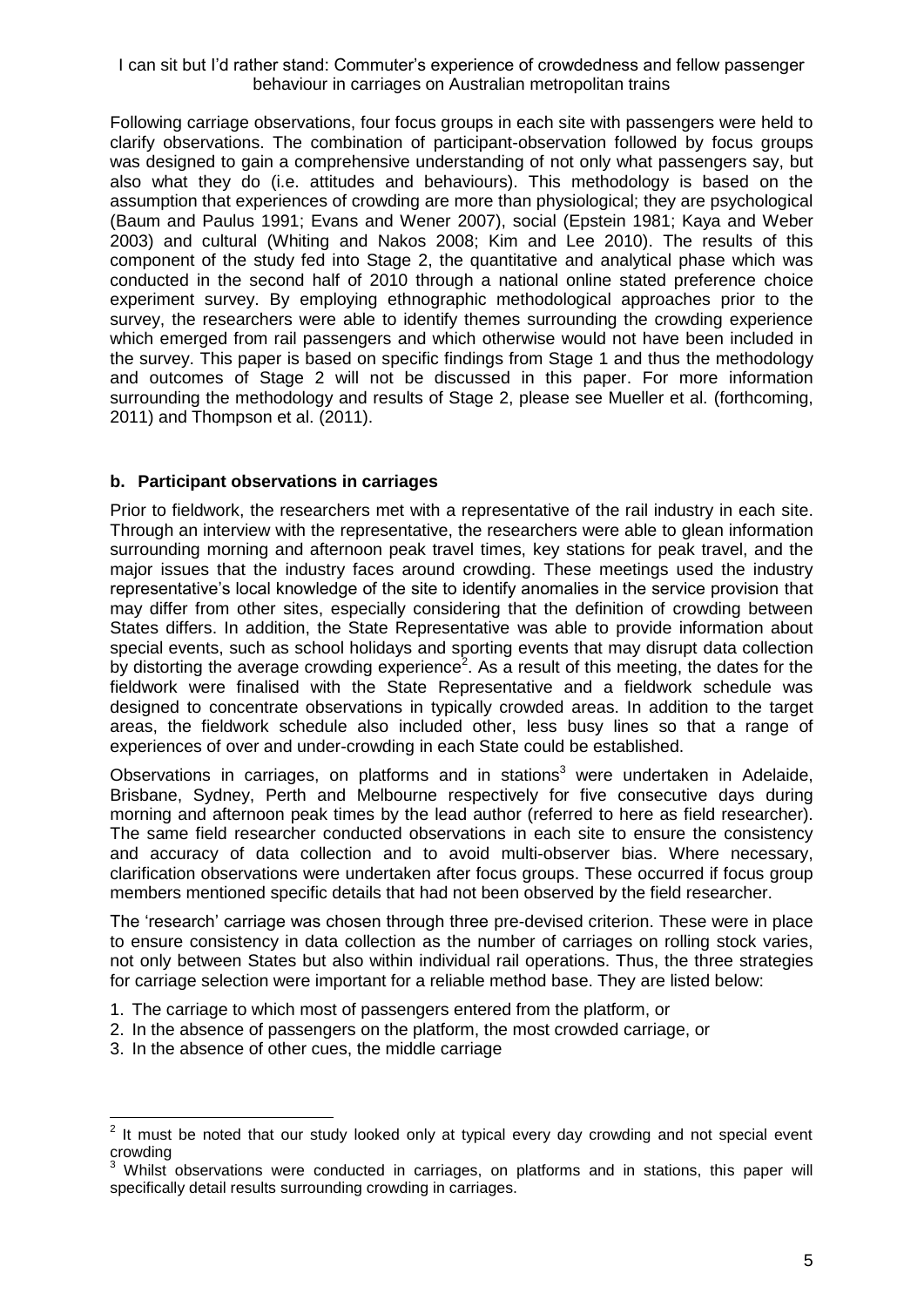Following carriage observations, four focus groups in each site with passengers were held to clarify observations. The combination of participant-observation followed by focus groups was designed to gain a comprehensive understanding of not only what passengers say, but also what they do (i.e. attitudes and behaviours). This methodology is based on the assumption that experiences of crowding are more than physiological; they are psychological (Baum and Paulus 1991; Evans and Wener 2007), social (Epstein 1981; Kaya and Weber 2003) and cultural (Whiting and Nakos 2008; Kim and Lee 2010). The results of this component of the study fed into Stage 2, the quantitative and analytical phase which was conducted in the second half of 2010 through a national online stated preference choice experiment survey. By employing ethnographic methodological approaches prior to the survey, the researchers were able to identify themes surrounding the crowding experience which emerged from rail passengers and which otherwise would not have been included in the survey. This paper is based on specific findings from Stage 1 and thus the methodology and outcomes of Stage 2 will not be discussed in this paper. For more information surrounding the methodology and results of Stage 2, please see Mueller et al. (forthcoming, 2011) and Thompson et al. (2011).

## b. Participant observations in carriages

Prior to fieldwork, the researchers met with a representative of the rail industry in each site. Through an interview with the representative, the researchers were able to glean information surrounding morning and afternoon peak travel times, key stations for peak travel, and the major issues that the industry faces around crowding. These meetings used the industry representative's local knowledge of the site to identify anomalies in the service provision that may differ from other sites, especially considering that the definition of crowding between States differs. In addition, the State Representative was able to provide information about special events, such as school holidays and sporting events that may disrupt data collection by distorting the average crowding experience[2]. As a result of this meeting, the dates for the fieldwork were finalised with the State Representative and a fieldwork schedule was designed to concentrate observations in typically crowded areas. In addition to the target areas, the fieldwork schedule also included other, less busy lines so that a range of experiences of over and under-crowding in each State could be established.

Observations in carriages, on platforms and in stations[3] were undertaken in Adelaide, Brisbane, Sydney, Perth and Melbourne respectively for five consecutive days during morning and afternoon peak times by the lead author (referred to here as field researcher). The same field researcher conducted observations in each site to ensure the consistency and accuracy of data collection and to avoid multi-observer bias. Where necessary, clarification observations were undertaken after focus groups. These occurred if focus group members mentioned specific details that had not been observed by the field researcher.

The 'research' carriage was chosen through three pre-devised criterion. These were in place to ensure consistency in data collection as the number of carriages on rolling stock varies, not only between States but also within individual rail operations. Thus, the three strategies for carriage selection were important for a reliable method base. They are listed below:

1. The carriage to which most of passengers entered from the platform, or
2. In the absence of passengers on the platform, the most crowded carriage, or
3. In the absence of other cues, the middle carriage

---

[2] It must be noted that our study looked only at typical every day crowding and not special event crowding

[3] Whilst observations were conducted in carriages, on platforms and in stations, this paper will specifically detail results surrounding crowding in carriages.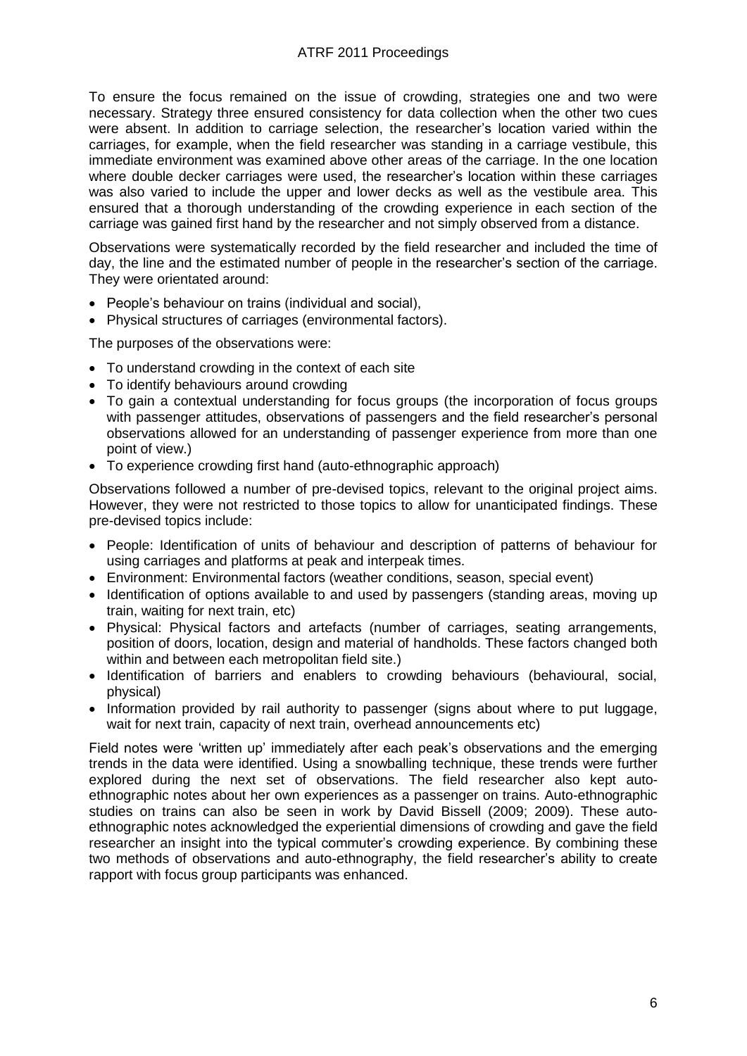To ensure the focus remained on the issue of crowding, strategies one and two were necessary. Strategy three ensured consistency for data collection when the other two cues were absent. In addition to carriage selection, the researcher's location varied within the carriages, for example, when the field researcher was standing in a carriage vestibule, this immediate environment was examined above other areas of the carriage. In the one location where double decker carriages were used, the researcher's location within these carriages was also varied to include the upper and lower decks as well as the vestibule area. This ensured that a thorough understanding of the crowding experience in each section of the carriage was gained first hand by the researcher and not simply observed from a distance.

Observations were systematically recorded by the field researcher and included the time of day, the line and the estimated number of people in the researcher's section of the carriage. They were orientated around:

- People's behaviour on trains (individual and social),
- Physical structures of carriages (environmental factors).

The purposes of the observations were:

- To understand crowding in the context of each site
- To identify behaviours around crowding
- To gain a contextual understanding for focus groups (the incorporation of focus groups with passenger attitudes, observations of passengers and the field researcher's personal observations allowed for an understanding of passenger experience from more than one point of view.)
- To experience crowding first hand (auto-ethnographic approach)

Observations followed a number of pre-devised topics, relevant to the original project aims. However, they were not restricted to those topics to allow for unanticipated findings. These pre-devised topics include:

- People: Identification of units of behaviour and description of patterns of behaviour for using carriages and platforms at peak and interpeak times.
- Environment: Environmental factors (weather conditions, season, special event)
- Identification of options available to and used by passengers (standing areas, moving up train, waiting for next train, etc)
- Physical: Physical factors and artefacts (number of carriages, seating arrangements, position of doors, location, design and material of handholds. These factors changed both within and between each metropolitan field site.)
- Identification of barriers and enablers to crowding behaviours (behavioural, social, physical)
- Information provided by rail authority to passenger (signs about where to put luggage, wait for next train, capacity of next train, overhead announcements etc)

Field notes were 'written up' immediately after each peak's observations and the emerging trends in the data were identified. Using a snowballing technique, these trends were further explored during the next set of observations. The field researcher also kept auto-ethnographic notes about her own experiences as a passenger on trains. Auto-ethnographic studies on trains can also be seen in work by David Bissell (2009; 2009). These auto-ethnographic notes acknowledged the experiential dimensions of crowding and gave the field researcher an insight into the typical commuter's crowding experience. By combining these two methods of observations and auto-ethnography, the field researcher's ability to create rapport with focus group participants was enhanced.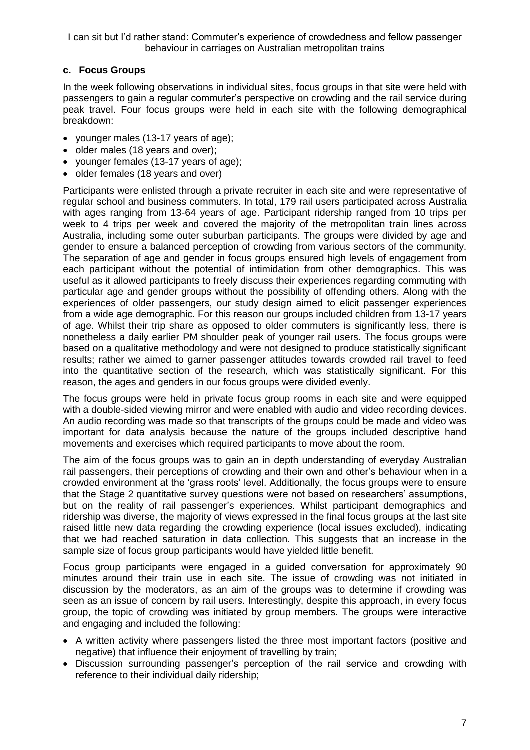### c. Focus Groups

In the week following observations in individual sites, focus groups in that site were held with passengers to gain a regular commuter's perspective on crowding and the rail service during peak travel. Four focus groups were held in each site with the following demographical breakdown:

- younger males (13-17 years of age);
- older males (18 years and over);
- younger females (13-17 years of age);
- older females (18 years and over)

Participants were enlisted through a private recruiter in each site and were representative of regular school and business commuters. In total, 179 rail users participated across Australia with ages ranging from 13-64 years of age. Participant ridership ranged from 10 trips per week to 4 trips per week and covered the majority of the metropolitan train lines across Australia, including some outer suburban participants. The groups were divided by age and gender to ensure a balanced perception of crowding from various sectors of the community. The separation of age and gender in focus groups ensured high levels of engagement from each participant without the potential of intimidation from other demographics. This was useful as it allowed participants to freely discuss their experiences regarding commuting with particular age and gender groups without the possibility of offending others. Along with the experiences of older passengers, our study design aimed to elicit passenger experiences from a wide age demographic. For this reason our groups included children from 13-17 years of age. Whilst their trip share as opposed to older commuters is significantly less, there is nonetheless a daily earlier PM shoulder peak of younger rail users. The focus groups were based on a qualitative methodology and were not designed to produce statistically significant results; rather we aimed to garner passenger attitudes towards crowded rail travel to feed into the quantitative section of the research, which was statistically significant. For this reason, the ages and genders in our focus groups were divided evenly.

The focus groups were held in private focus group rooms in each site and were equipped with a double-sided viewing mirror and were enabled with audio and video recording devices. An audio recording was made so that transcripts of the groups could be made and video was important for data analysis because the nature of the groups included descriptive hand movements and exercises which required participants to move about the room.

The aim of the focus groups was to gain an in depth understanding of everyday Australian rail passengers, their perceptions of crowding and their own and other's behaviour when in a crowded environment at the 'grass roots' level. Additionally, the focus groups were to ensure that the Stage 2 quantitative survey questions were not based on researchers' assumptions, but on the reality of rail passenger's experiences. Whilst participant demographics and ridership was diverse, the majority of views expressed in the final focus groups at the last site raised little new data regarding the crowding experience (local issues excluded), indicating that we had reached saturation in data collection. This suggests that an increase in the sample size of focus group participants would have yielded little benefit.

Focus group participants were engaged in a guided conversation for approximately 90 minutes around their train use in each site. The issue of crowding was not initiated in discussion by the moderators, as an aim of the groups was to determine if crowding was seen as an issue of concern by rail users. Interestingly, despite this approach, in every focus group, the topic of crowding was initiated by group members. The groups were interactive and engaging and included the following:

- A written activity where passengers listed the three most important factors (positive and negative) that influence their enjoyment of travelling by train;
- Discussion surrounding passenger's perception of the rail service and crowding with reference to their individual daily ridership;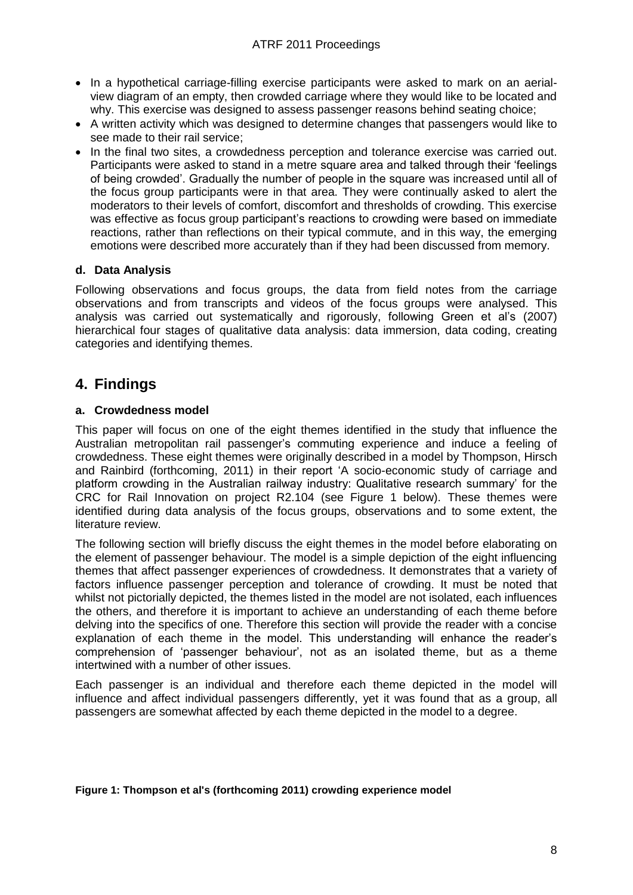- In a hypothetical carriage-filling exercise participants were asked to mark on an aerial-view diagram of an empty, then crowded carriage where they would like to be located and why. This exercise was designed to assess passenger reasons behind seating choice;
- A written activity which was designed to determine changes that passengers would like to see made to their rail service;
- In the final two sites, a crowdedness perception and tolerance exercise was carried out. Participants were asked to stand in a metre square area and talked through their 'feelings of being crowded'. Gradually the number of people in the square was increased until all of the focus group participants were in that area. They were continually asked to alert the moderators to their levels of comfort, discomfort and thresholds of crowding. This exercise was effective as focus group participant's reactions to crowding were based on immediate reactions, rather than reflections on their typical commute, and in this way, the emerging emotions were described more accurately than if they had been discussed from memory.

### d. Data Analysis

Following observations and focus groups, the data from field notes from the carriage observations and from transcripts and videos of the focus groups were analysed. This analysis was carried out systematically and rigorously, following Green et al's (2007) hierarchical four stages of qualitative data analysis: data immersion, data coding, creating categories and identifying themes.

## 4. Findings

### a. Crowdedness model

This paper will focus on one of the eight themes identified in the study that influence the Australian metropolitan rail passenger's commuting experience and induce a feeling of crowdedness. These eight themes were originally described in a model by Thompson, Hirsch and Rainbird (forthcoming, 2011) in their report 'A socio-economic study of carriage and platform crowding in the Australian railway industry: Qualitative research summary' for the CRC for Rail Innovation on project R2.104 (see Figure 1 below). These themes were identified during data analysis of the focus groups, observations and to some extent, the literature review.

The following section will briefly discuss the eight themes in the model before elaborating on the element of passenger behaviour. The model is a simple depiction of the eight influencing themes that affect passenger experiences of crowdedness. It demonstrates that a variety of factors influence passenger perception and tolerance of crowding. It must be noted that whilst not pictorially depicted, the themes listed in the model are not isolated, each influences the others, and therefore it is important to achieve an understanding of each theme before delving into the specifics of one. Therefore this section will provide the reader with a concise explanation of each theme in the model. This understanding will enhance the reader's comprehension of 'passenger behaviour', not as an isolated theme, but as a theme intertwined with a number of other issues.

Each passenger is an individual and therefore each theme depicted in the model will influence and affect individual passengers differently, yet it was found that as a group, all passengers are somewhat affected by each theme depicted in the model to a degree.

**Figure 1: Thompson et al's (forthcoming 2011) crowding experience model**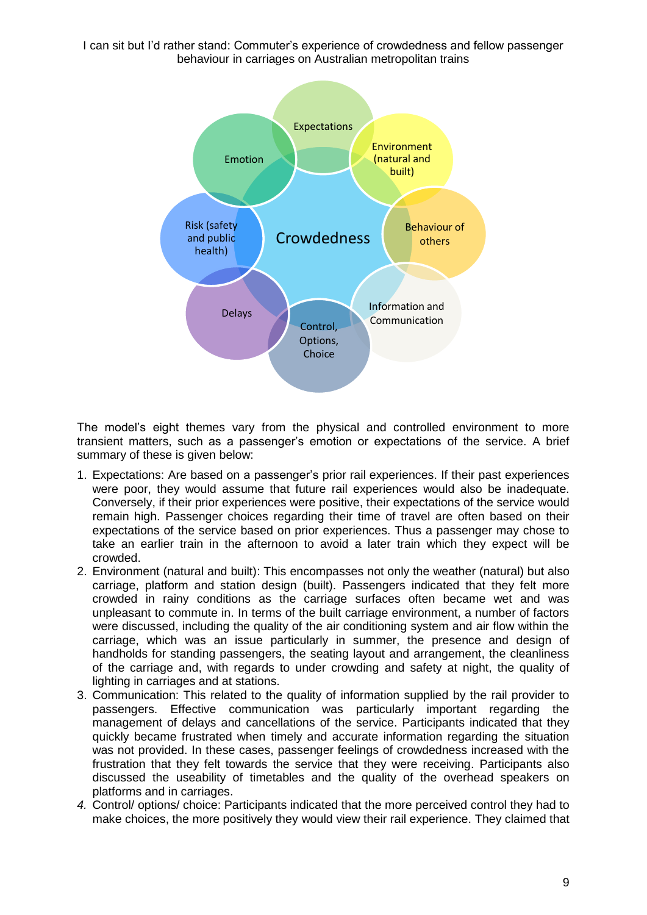The model's eight themes vary from the physical and controlled environment to more transient matters, such as a passenger's emotion or expectations of the service. A brief summary of these is given below:

1. Expectations: Are based on a passenger's prior rail experiences. If their past experiences were poor, they would assume that future rail experiences would also be inadequate. Conversely, if their prior experiences were positive, their expectations of the service would remain high. Passenger choices regarding their time of travel are often based on their expectations of the service based on prior experiences. Thus a passenger may chose to take an earlier train in the afternoon to avoid a later train which they expect will be crowded.
2. Environment (natural and built): This encompasses not only the weather (natural) but also carriage, platform and station design (built). Passengers indicated that they felt more crowded in rainy conditions as the carriage surfaces often became wet and was unpleasant to commute in. In terms of the built carriage environment, a number of factors were discussed, including the quality of the air conditioning system and air flow within the carriage, which was an issue particularly in summer, the presence and design of handholds for standing passengers, the seating layout and arrangement, the cleanliness of the carriage and, with regards to under crowding and safety at night, the quality of lighting in carriages and at stations.
3. Communication: This related to the quality of information supplied by the rail provider to passengers. Effective communication was particularly important regarding the management of delays and cancellations of the service. Participants indicated that they quickly became frustrated when timely and accurate information regarding the situation was not provided. In these cases, passenger feelings of crowdedness increased with the frustration that they felt towards the service that they were receiving. Participants also discussed the useability of timetables and the quality of the overhead speakers on platforms and in carriages.
4. Control/ options/ choice: Participants indicated that the more perceived control they had to make choices, the more positively they would view their rail experience. They claimed that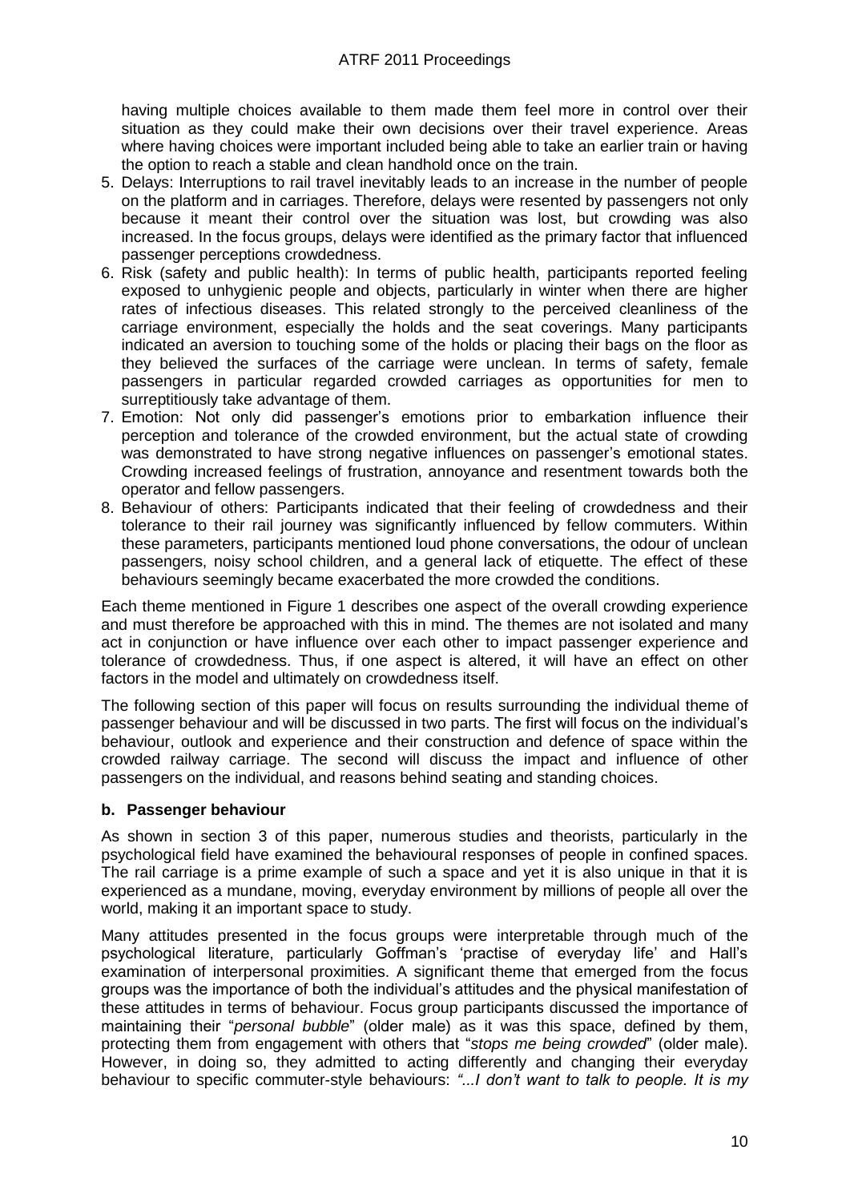having multiple choices available to them made them feel more in control over their situation as they could make their own decisions over their travel experience. Areas where having choices were important included being able to take an earlier train or having the option to reach a stable and clean handhold once on the train.

5. Delays: Interruptions to rail travel inevitably leads to an increase in the number of people on the platform and in carriages. Therefore, delays were resented by passengers not only because it meant their control over the situation was lost, but crowding was also increased. In the focus groups, delays were identified as the primary factor that influenced passenger perceptions crowdedness.
6. Risk (safety and public health): In terms of public health, participants reported feeling exposed to unhygienic people and objects, particularly in winter when there are higher rates of infectious diseases. This related strongly to the perceived cleanliness of the carriage environment, especially the holds and the seat coverings. Many participants indicated an aversion to touching some of the holds or placing their bags on the floor as they believed the surfaces of the carriage were unclean. In terms of safety, female passengers in particular regarded crowded carriages as opportunities for men to surreptitiously take advantage of them.
7. Emotion: Not only did passenger's emotions prior to embarkation influence their perception and tolerance of the crowded environment, but the actual state of crowding was demonstrated to have strong negative influences on passenger's emotional states. Crowding increased feelings of frustration, annoyance and resentment towards both the operator and fellow passengers.
8. Behaviour of others: Participants indicated that their feeling of crowdedness and their tolerance to their rail journey was significantly influenced by fellow commuters. Within these parameters, participants mentioned loud phone conversations, the odour of unclean passengers, noisy school children, and a general lack of etiquette. The effect of these behaviours seemingly became exacerbated the more crowded the conditions.

Each theme mentioned in Figure 1 describes one aspect of the overall crowding experience and must therefore be approached with this in mind. The themes are not isolated and many act in conjunction or have influence over each other to impact passenger experience and tolerance of crowdedness. Thus, if one aspect is altered, it will have an effect on other factors in the model and ultimately on crowdedness itself.

The following section of this paper will focus on results surrounding the individual theme of passenger behaviour and will be discussed in two parts. The first will focus on the individual's behaviour, outlook and experience and their construction and defence of space within the crowded railway carriage. The second will discuss the impact and influence of other passengers on the individual, and reasons behind seating and standing choices.

### b. Passenger behaviour

As shown in section 3 of this paper, numerous studies and theorists, particularly in the psychological field have examined the behavioural responses of people in confined spaces. The rail carriage is a prime example of such a space and yet it is also unique in that it is experienced as a mundane, moving, everyday environment by millions of people all over the world, making it an important space to study.

Many attitudes presented in the focus groups were interpretable through much of the psychological literature, particularly Goffman's 'practise of everyday life' and Hall's examination of interpersonal proximities. A significant theme that emerged from the focus groups was the importance of both the individual's attitudes and the physical manifestation of these attitudes in terms of behaviour. Focus group participants discussed the importance of maintaining their "*personal bubble*" (older male) as it was this space, defined by them, protecting them from engagement with others that "*stops me being crowded*" (older male). However, in doing so, they admitted to acting differently and changing their everyday behaviour to specific commuter-style behaviours: *"...I don't want to talk to people. It is my*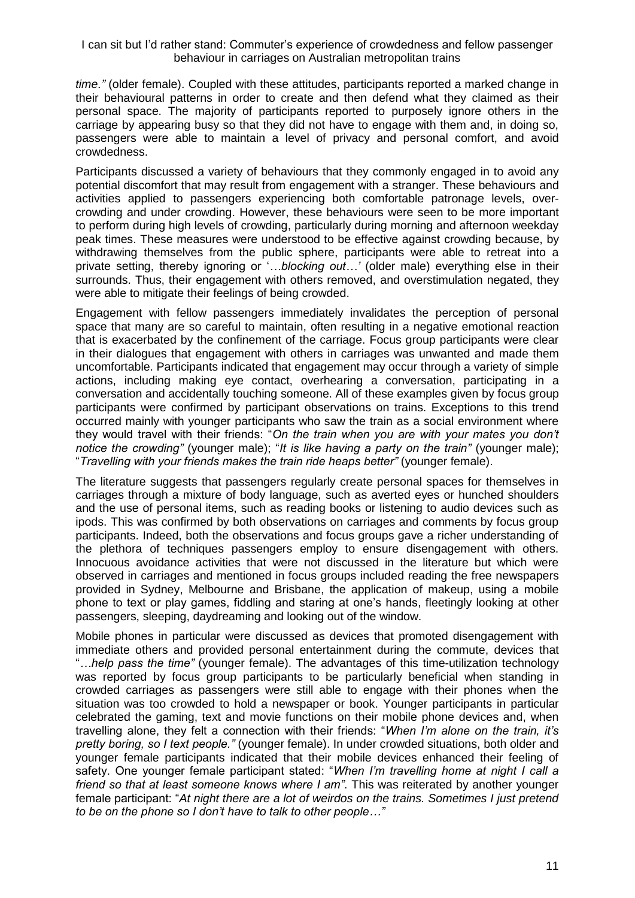*time."* (older female). Coupled with these attitudes, participants reported a marked change in their behavioural patterns in order to create and then defend what they claimed as their personal space. The majority of participants reported to purposely ignore others in the carriage by appearing busy so that they did not have to engage with them and, in doing so, passengers were able to maintain a level of privacy and personal comfort, and avoid crowdedness.

Participants discussed a variety of behaviours that they commonly engaged in to avoid any potential discomfort that may result from engagement with a stranger. These behaviours and activities applied to passengers experiencing both comfortable patronage levels, over-crowding and under crowding. However, these behaviours were seen to be more important to perform during high levels of crowding, particularly during morning and afternoon weekday peak times. These measures were understood to be effective against crowding because, by withdrawing themselves from the public sphere, participants were able to retreat into a private setting, thereby ignoring or '*…blocking out…'* (older male) everything else in their surrounds. Thus, their engagement with others removed, and overstimulation negated, they were able to mitigate their feelings of being crowded.

Engagement with fellow passengers immediately invalidates the perception of personal space that many are so careful to maintain, often resulting in a negative emotional reaction that is exacerbated by the confinement of the carriage. Focus group participants were clear in their dialogues that engagement with others in carriages was unwanted and made them uncomfortable. Participants indicated that engagement may occur through a variety of simple actions, including making eye contact, overhearing a conversation, participating in a conversation and accidentally touching someone. All of these examples given by focus group participants were confirmed by participant observations on trains. Exceptions to this trend occurred mainly with younger participants who saw the train as a social environment where they would travel with their friends: "*On the train when you are with your mates you don't notice the crowding"* (younger male); "*It is like having a party on the train"* (younger male); "*Travelling with your friends makes the train ride heaps better"* (younger female).

The literature suggests that passengers regularly create personal spaces for themselves in carriages through a mixture of body language, such as averted eyes or hunched shoulders and the use of personal items, such as reading books or listening to audio devices such as ipods. This was confirmed by both observations on carriages and comments by focus group participants. Indeed, both the observations and focus groups gave a richer understanding of the plethora of techniques passengers employ to ensure disengagement with others. Innocuous avoidance activities that were not discussed in the literature but which were observed in carriages and mentioned in focus groups included reading the free newspapers provided in Sydney, Melbourne and Brisbane, the application of makeup, using a mobile phone to text or play games, fiddling and staring at one's hands, fleetingly looking at other passengers, sleeping, daydreaming and looking out of the window.

Mobile phones in particular were discussed as devices that promoted disengagement with immediate others and provided personal entertainment during the commute, devices that "*…help pass the time"* (younger female). The advantages of this time-utilization technology was reported by focus group participants to be particularly beneficial when standing in crowded carriages as passengers were still able to engage with their phones when the situation was too crowded to hold a newspaper or book. Younger participants in particular celebrated the gaming, text and movie functions on their mobile phone devices and, when travelling alone, they felt a connection with their friends: "*When I'm alone on the train, it's pretty boring, so I text people."* (younger female). In under crowded situations, both older and younger female participants indicated that their mobile devices enhanced their feeling of safety. One younger female participant stated: "*When I'm travelling home at night I call a friend so that at least someone knows where I am"*. This was reiterated by another younger female participant: "*At night there are a lot of weirdos on the trains. Sometimes I just pretend to be on the phone so I don't have to talk to other people…"*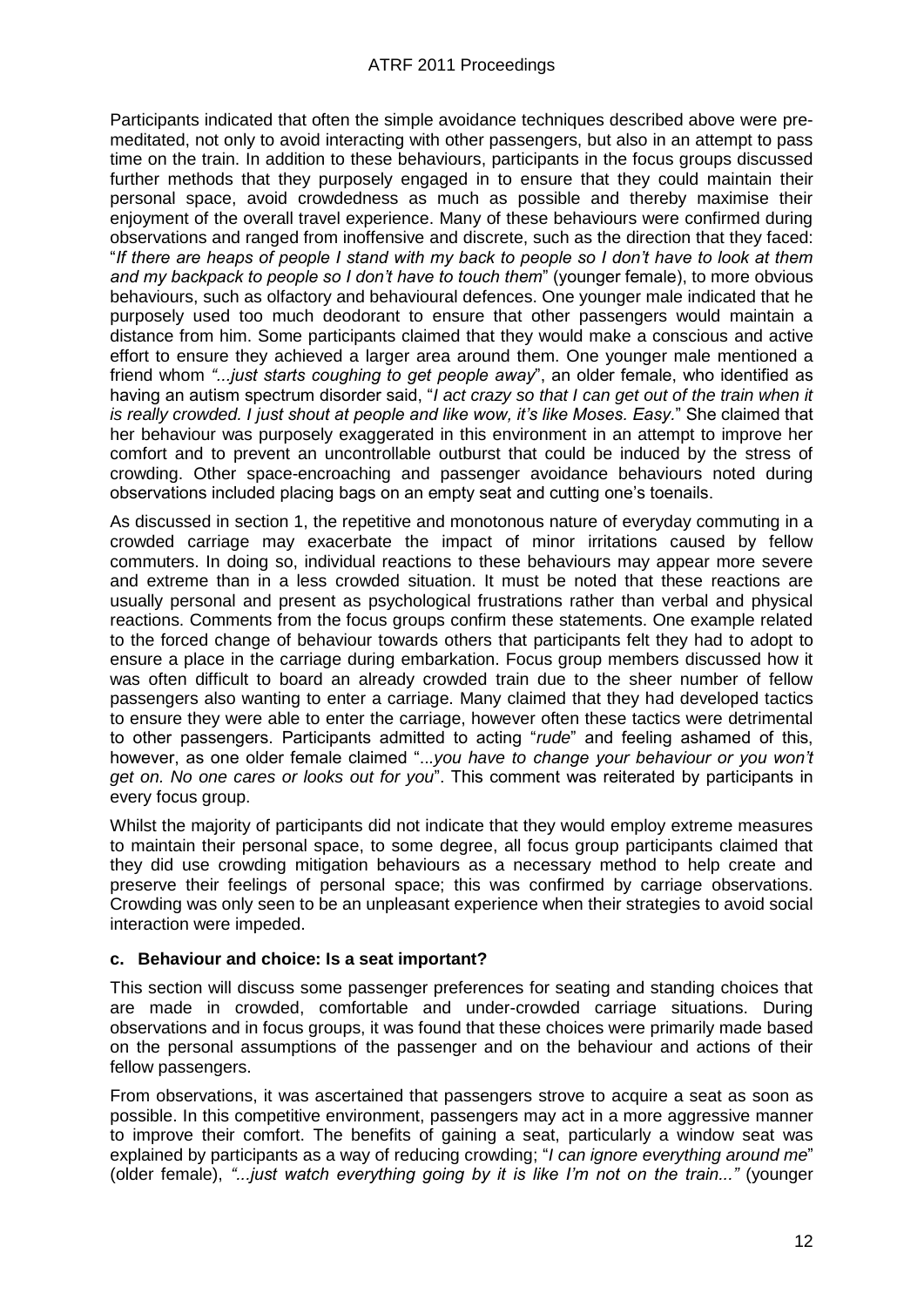Participants indicated that often the simple avoidance techniques described above were pre-meditated, not only to avoid interacting with other passengers, but also in an attempt to pass time on the train. In addition to these behaviours, participants in the focus groups discussed further methods that they purposely engaged in to ensure that they could maintain their personal space, avoid crowdedness as much as possible and thereby maximise their enjoyment of the overall travel experience. Many of these behaviours were confirmed during observations and ranged from inoffensive and discrete, such as the direction that they faced: "*If there are heaps of people I stand with my back to people so I don't have to look at them and my backpack to people so I don't have to touch them*" (younger female), to more obvious behaviours, such as olfactory and behavioural defences. One younger male indicated that he purposely used too much deodorant to ensure that other passengers would maintain a distance from him. Some participants claimed that they would make a conscious and active effort to ensure they achieved a larger area around them. One younger male mentioned a friend whom *"...just starts coughing to get people away*", an older female, who identified as having an autism spectrum disorder said, "*I act crazy so that I can get out of the train when it is really crowded. I just shout at people and like wow, it's like Moses. Easy.*" She claimed that her behaviour was purposely exaggerated in this environment in an attempt to improve her comfort and to prevent an uncontrollable outburst that could be induced by the stress of crowding. Other space-encroaching and passenger avoidance behaviours noted during observations included placing bags on an empty seat and cutting one's toenails.

As discussed in section 1, the repetitive and monotonous nature of everyday commuting in a crowded carriage may exacerbate the impact of minor irritations caused by fellow commuters. In doing so, individual reactions to these behaviours may appear more severe and extreme than in a less crowded situation. It must be noted that these reactions are usually personal and present as psychological frustrations rather than verbal and physical reactions. Comments from the focus groups confirm these statements. One example related to the forced change of behaviour towards others that participants felt they had to adopt to ensure a place in the carriage during embarkation. Focus group members discussed how it was often difficult to board an already crowded train due to the sheer number of fellow passengers also wanting to enter a carriage. Many claimed that they had developed tactics to ensure they were able to enter the carriage, however often these tactics were detrimental to other passengers. Participants admitted to acting "*rude*" and feeling ashamed of this, however, as one older female claimed "*...you have to change your behaviour or you won't get on. No one cares or looks out for you*". This comment was reiterated by participants in every focus group.

Whilst the majority of participants did not indicate that they would employ extreme measures to maintain their personal space, to some degree, all focus group participants claimed that they did use crowding mitigation behaviours as a necessary method to help create and preserve their feelings of personal space; this was confirmed by carriage observations. Crowding was only seen to be an unpleasant experience when their strategies to avoid social interaction were impeded.

### c. Behaviour and choice: Is a seat important?

This section will discuss some passenger preferences for seating and standing choices that are made in crowded, comfortable and under-crowded carriage situations. During observations and in focus groups, it was found that these choices were primarily made based on the personal assumptions of the passenger and on the behaviour and actions of their fellow passengers.

From observations, it was ascertained that passengers strove to acquire a seat as soon as possible. In this competitive environment, passengers may act in a more aggressive manner to improve their comfort. The benefits of gaining a seat, particularly a window seat was explained by participants as a way of reducing crowding; "*I can ignore everything around me*" (older female), *"...just watch everything going by it is like I'm not on the train..."* (younger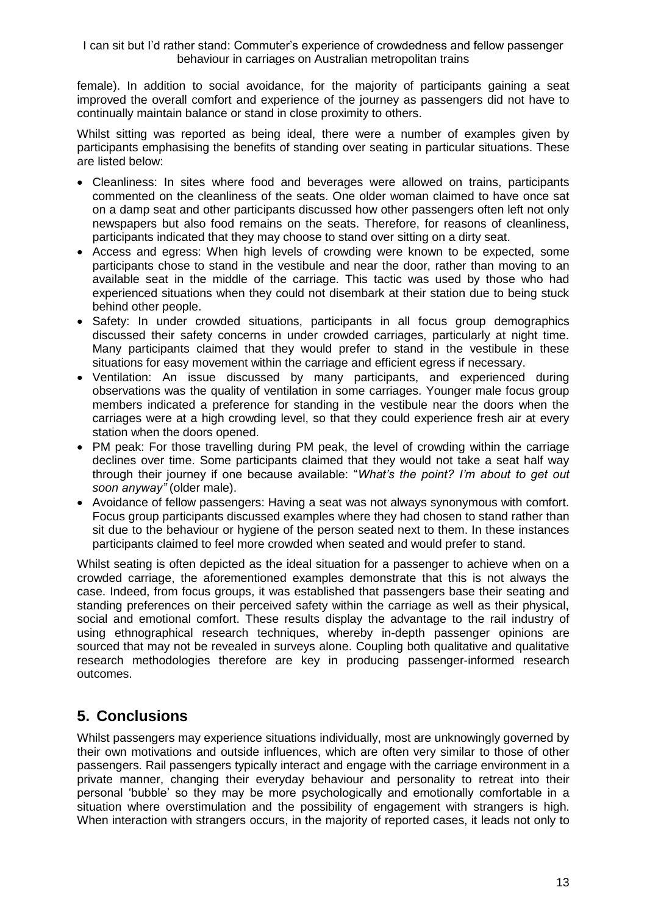female). In addition to social avoidance, for the majority of participants gaining a seat improved the overall comfort and experience of the journey as passengers did not have to continually maintain balance or stand in close proximity to others.

Whilst sitting was reported as being ideal, there were a number of examples given by participants emphasising the benefits of standing over seating in particular situations. These are listed below:

- Cleanliness: In sites where food and beverages were allowed on trains, participants commented on the cleanliness of the seats. One older woman claimed to have once sat on a damp seat and other participants discussed how other passengers often left not only newspapers but also food remains on the seats. Therefore, for reasons of cleanliness, participants indicated that they may choose to stand over sitting on a dirty seat.
- Access and egress: When high levels of crowding were known to be expected, some participants chose to stand in the vestibule and near the door, rather than moving to an available seat in the middle of the carriage. This tactic was used by those who had experienced situations when they could not disembark at their station due to being stuck behind other people.
- Safety: In under crowded situations, participants in all focus group demographics discussed their safety concerns in under crowded carriages, particularly at night time. Many participants claimed that they would prefer to stand in the vestibule in these situations for easy movement within the carriage and efficient egress if necessary.
- Ventilation: An issue discussed by many participants, and experienced during observations was the quality of ventilation in some carriages. Younger male focus group members indicated a preference for standing in the vestibule near the doors when the carriages were at a high crowding level, so that they could experience fresh air at every station when the doors opened.
- PM peak: For those travelling during PM peak, the level of crowding within the carriage declines over time. Some participants claimed that they would not take a seat half way through their journey if one because available: "*What's the point? I'm about to get out soon anyway"* (older male).
- Avoidance of fellow passengers: Having a seat was not always synonymous with comfort. Focus group participants discussed examples where they had chosen to stand rather than sit due to the behaviour or hygiene of the person seated next to them. In these instances participants claimed to feel more crowded when seated and would prefer to stand.

Whilst seating is often depicted as the ideal situation for a passenger to achieve when on a crowded carriage, the aforementioned examples demonstrate that this is not always the case. Indeed, from focus groups, it was established that passengers base their seating and standing preferences on their perceived safety within the carriage as well as their physical, social and emotional comfort. These results display the advantage to the rail industry of using ethnographical research techniques, whereby in-depth passenger opinions are sourced that may not be revealed in surveys alone. Coupling both qualitative and qualitative research methodologies therefore are key in producing passenger-informed research outcomes.

## 5. Conclusions

Whilst passengers may experience situations individually, most are unknowingly governed by their own motivations and outside influences, which are often very similar to those of other passengers. Rail passengers typically interact and engage with the carriage environment in a private manner, changing their everyday behaviour and personality to retreat into their personal 'bubble' so they may be more psychologically and emotionally comfortable in a situation where overstimulation and the possibility of engagement with strangers is high. When interaction with strangers occurs, in the majority of reported cases, it leads not only to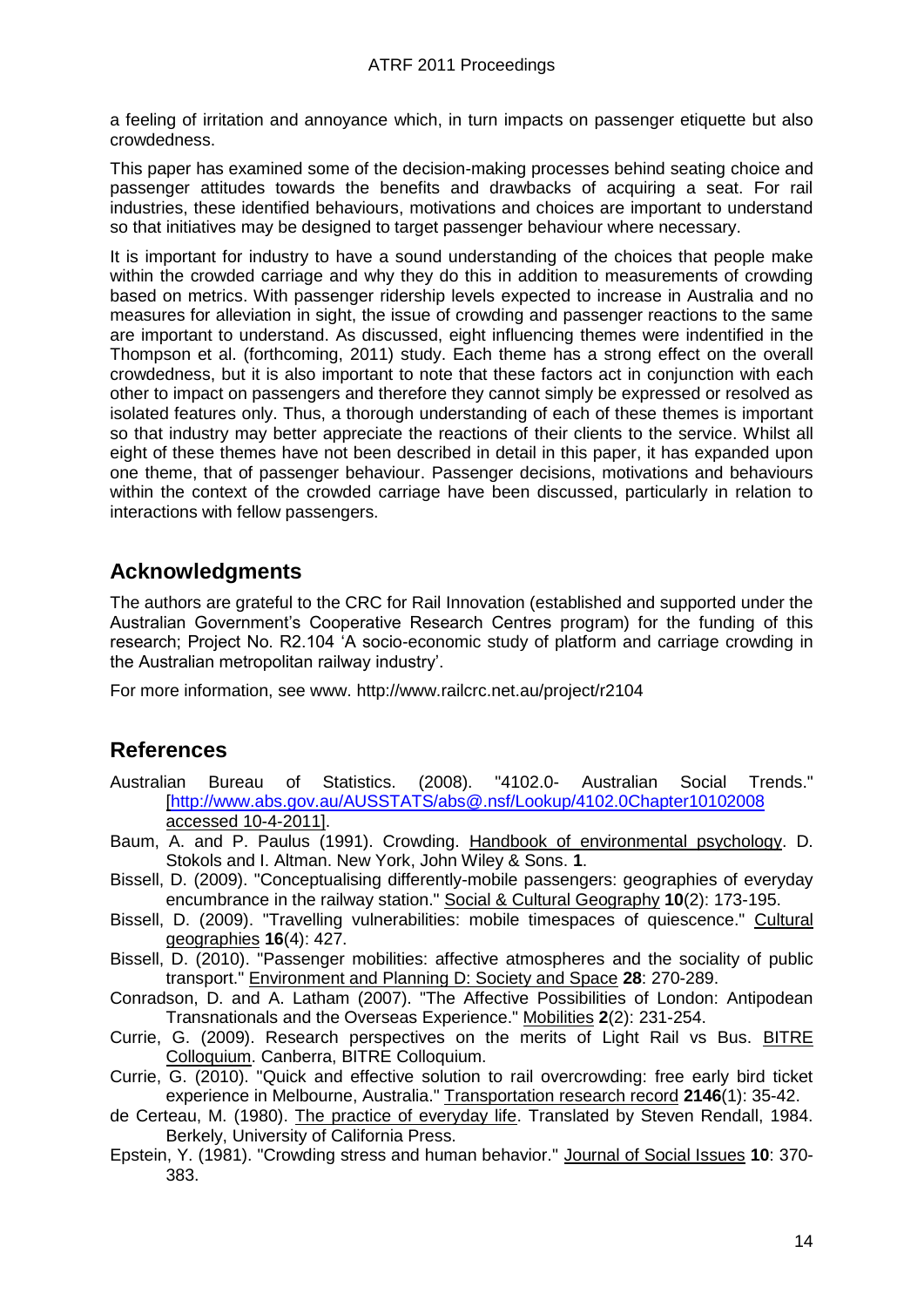a feeling of irritation and annoyance which, in turn impacts on passenger etiquette but also crowdedness.

This paper has examined some of the decision-making processes behind seating choice and passenger attitudes towards the benefits and drawbacks of acquiring a seat. For rail industries, these identified behaviours, motivations and choices are important to understand so that initiatives may be designed to target passenger behaviour where necessary.

It is important for industry to have a sound understanding of the choices that people make within the crowded carriage and why they do this in addition to measurements of crowding based on metrics. With passenger ridership levels expected to increase in Australia and no measures for alleviation in sight, the issue of crowding and passenger reactions to the same are important to understand. As discussed, eight influencing themes were indentified in the Thompson et al. (forthcoming, 2011) study. Each theme has a strong effect on the overall crowdedness, but it is also important to note that these factors act in conjunction with each other to impact on passengers and therefore they cannot simply be expressed or resolved as isolated features only. Thus, a thorough understanding of each of these themes is important so that industry may better appreciate the reactions of their clients to the service. Whilst all eight of these themes have not been described in detail in this paper, it has expanded upon one theme, that of passenger behaviour. Passenger decisions, motivations and behaviours within the context of the crowded carriage have been discussed, particularly in relation to interactions with fellow passengers.

## Acknowledgments

The authors are grateful to the CRC for Rail Innovation (established and supported under the Australian Government's Cooperative Research Centres program) for the funding of this research; Project No. R2.104 'A socio-economic study of platform and carriage crowding in the Australian metropolitan railway industry'.

For more information, see www. http://www.railcrc.net.au/project/r2104

## References

Australian Bureau of Statistics. (2008). "4102.0- Australian Social Trends." [http://www.abs.gov.au/AUSSTATS/abs@.nsf/Lookup/4102.0Chapter10102008 accessed 10-4-2011].

Baum, A. and P. Paulus (1991). Crowding. Handbook of environmental psychology. D. Stokols and I. Altman. New York, John Wiley & Sons. **1**.

Bissell, D. (2009). "Conceptualising differently-mobile passengers: geographies of everyday encumbrance in the railway station." Social & Cultural Geography **10**(2): 173-195.

Bissell, D. (2009). "Travelling vulnerabilities: mobile timespaces of quiescence." Cultural geographies **16**(4): 427.

Bissell, D. (2010). "Passenger mobilities: affective atmospheres and the sociality of public transport." Environment and Planning D: Society and Space **28**: 270-289.

Conradson, D. and A. Latham (2007). "The Affective Possibilities of London: Antipodean Transnationals and the Overseas Experience." Mobilities **2**(2): 231-254.

Currie, G. (2009). Research perspectives on the merits of Light Rail vs Bus. BITRE Colloquium. Canberra, BITRE Colloquium.

Currie, G. (2010). "Quick and effective solution to rail overcrowding: free early bird ticket experience in Melbourne, Australia." Transportation research record **2146**(1): 35-42.

de Certeau, M. (1980). The practice of everyday life. Translated by Steven Rendall, 1984. Berkely, University of California Press.

Epstein, Y. (1981). "Crowding stress and human behavior." Journal of Social Issues **10**: 370-383.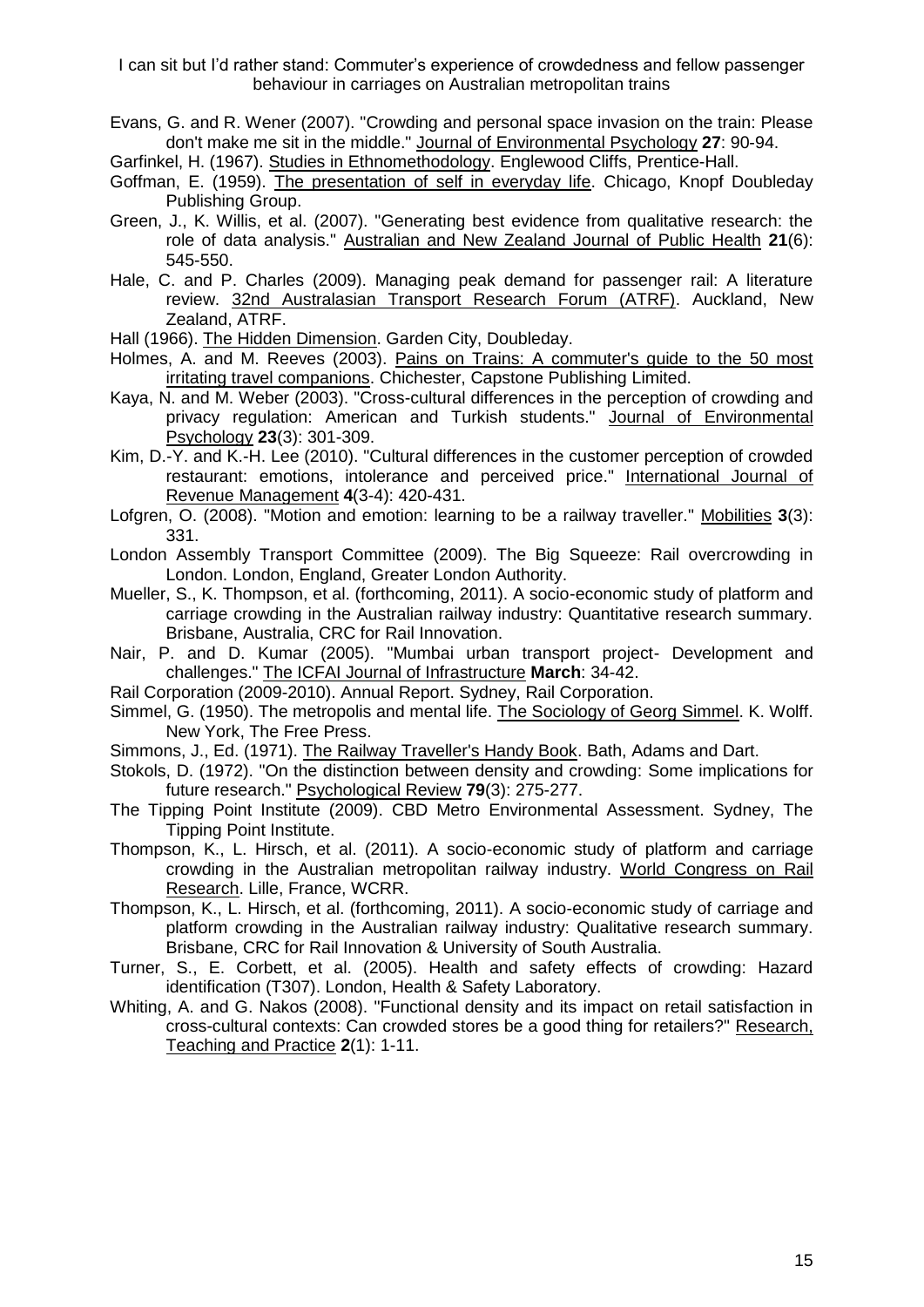Evans, G. and R. Wener (2007). "Crowding and personal space invasion on the train: Please don't make me sit in the middle." Journal of Environmental Psychology **27**: 90-94.

Garfinkel, H. (1967). Studies in Ethnomethodology. Englewood Cliffs, Prentice-Hall.

Goffman, E. (1959). The presentation of self in everyday life. Chicago, Knopf Doubleday Publishing Group.

Green, J., K. Willis, et al. (2007). "Generating best evidence from qualitative research: the role of data analysis." Australian and New Zealand Journal of Public Health **21**(6): 545-550.

Hale, C. and P. Charles (2009). Managing peak demand for passenger rail: A literature review. 32nd Australasian Transport Research Forum (ATRF). Auckland, New Zealand, ATRF.

Hall (1966). The Hidden Dimension. Garden City, Doubleday.

Holmes, A. and M. Reeves (2003). Pains on Trains: A commuter's guide to the 50 most irritating travel companions. Chichester, Capstone Publishing Limited.

Kaya, N. and M. Weber (2003). "Cross-cultural differences in the perception of crowding and privacy regulation: American and Turkish students." Journal of Environmental Psychology **23**(3): 301-309.

Kim, D.-Y. and K.-H. Lee (2010). "Cultural differences in the customer perception of crowded restaurant: emotions, intolerance and perceived price." International Journal of Revenue Management **4**(3-4): 420-431.

Lofgren, O. (2008). "Motion and emotion: learning to be a railway traveller." Mobilities **3**(3): 331.

London Assembly Transport Committee (2009). The Big Squeeze: Rail overcrowding in London. London, England, Greater London Authority.

Mueller, S., K. Thompson, et al. (forthcoming, 2011). A socio-economic study of platform and carriage crowding in the Australian railway industry: Quantitative research summary. Brisbane, Australia, CRC for Rail Innovation.

Nair, P. and D. Kumar (2005). "Mumbai urban transport project- Development and challenges." The ICFAI Journal of Infrastructure **March**: 34-42.

Rail Corporation (2009-2010). Annual Report. Sydney, Rail Corporation.

Simmel, G. (1950). The metropolis and mental life. The Sociology of Georg Simmel. K. Wolff. New York, The Free Press.

Simmons, J., Ed. (1971). The Railway Traveller's Handy Book. Bath, Adams and Dart.

Stokols, D. (1972). "On the distinction between density and crowding: Some implications for future research." Psychological Review **79**(3): 275-277.

The Tipping Point Institute (2009). CBD Metro Environmental Assessment. Sydney, The Tipping Point Institute.

Thompson, K., L. Hirsch, et al. (2011). A socio-economic study of platform and carriage crowding in the Australian metropolitan railway industry. World Congress on Rail Research. Lille, France, WCRR.

Thompson, K., L. Hirsch, et al. (forthcoming, 2011). A socio-economic study of carriage and platform crowding in the Australian railway industry: Qualitative research summary. Brisbane, CRC for Rail Innovation & University of South Australia.

Turner, S., E. Corbett, et al. (2005). Health and safety effects of crowding: Hazard identification (T307). London, Health & Safety Laboratory.

Whiting, A. and G. Nakos (2008). "Functional density and its impact on retail satisfaction in cross-cultural contexts: Can crowded stores be a good thing for retailers?" Research, Teaching and Practice **2**(1): 1-11.